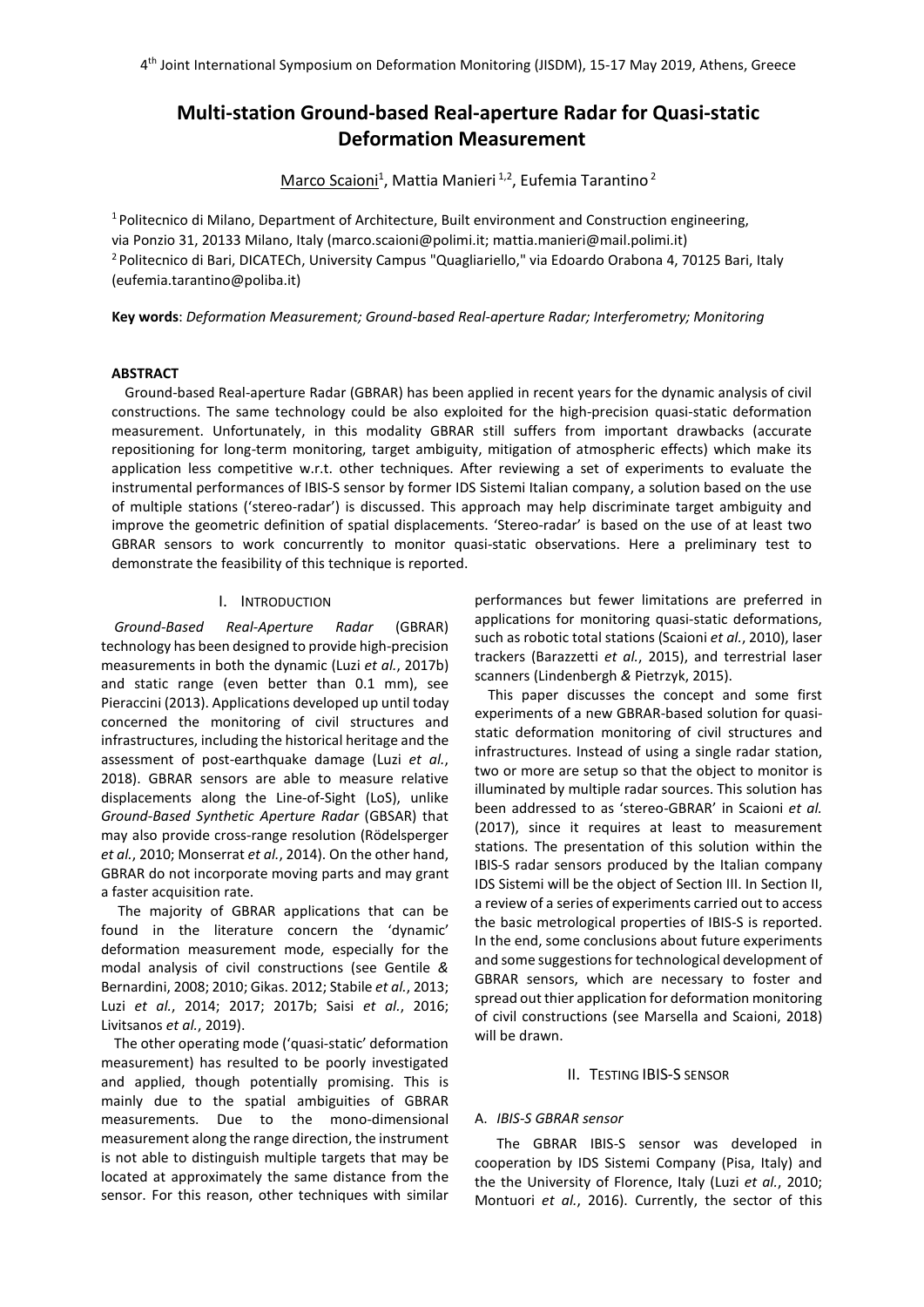# Multi-station Ground-based Real-aperture Radar for Quasi-static Deformation Measurement

Marco Scaioni[1], Mattia Manieri[1,2], Eufemia Tarantino[2]

[1] Politecnico di Milano, Department of Architecture, Built environment and Construction engineering, via Ponzio 31, 20133 Milano, Italy (marco.scaioni@polimi.it; mattia.manieri@mail.polimi.it)
[2] Politecnico di Bari, DICATECh, University Campus "Quagliariello," via Edoardo Orabona 4, 70125 Bari, Italy (eufemia.tarantino@poliba.it)

**Key words**: *Deformation Measurement; Ground-based Real-aperture Radar; Interferometry; Monitoring*

## ABSTRACT

Ground-based Real-aperture Radar (GBRAR) has been applied in recent years for the dynamic analysis of civil constructions. The same technology could be also exploited for the high-precision quasi-static deformation measurement. Unfortunately, in this modality GBRAR still suffers from important drawbacks (accurate repositioning for long-term monitoring, target ambiguity, mitigation of atmospheric effects) which make its application less competitive w.r.t. other techniques. After reviewing a set of experiments to evaluate the instrumental performances of IBIS-S sensor by former IDS Sistemi Italian company, a solution based on the use of multiple stations ('stereo-radar') is discussed. This approach may help discriminate target ambiguity and improve the geometric definition of spatial displacements. 'Stereo-radar' is based on the use of at least two GBRAR sensors to work concurrently to monitor quasi-static observations. Here a preliminary test to demonstrate the feasibility of this technique is reported.

## I. Introduction

*Ground-Based Real-Aperture Radar* (GBRAR) technology has been designed to provide high-precision measurements in both the dynamic (Luzi *et al.*, 2017b) and static range (even better than 0.1 mm), see Pieraccini (2013). Applications developed up until today concerned the monitoring of civil structures and infrastructures, including the historical heritage and the assessment of post-earthquake damage (Luzi *et al.*, 2018). GBRAR sensors are able to measure relative displacements along the Line-of-Sight (LoS), unlike *Ground-Based Synthetic Aperture Radar* (GBSAR) that may also provide cross-range resolution (Rödelsperger *et al.*, 2010; Monserrat *et al.*, 2014). On the other hand, GBRAR do not incorporate moving parts and may grant a faster acquisition rate.

The majority of GBRAR applications that can be found in the literature concern the 'dynamic' deformation measurement mode, especially for the modal analysis of civil constructions (see Gentile *&* Bernardini, 2008; 2010; Gikas. 2012; Stabile *et al.*, 2013; Luzi *et al.*, 2014; 2017; 2017b; Saisi *et al.*, 2016; Livitsanos *et al.*, 2019).

The other operating mode ('quasi-static' deformation measurement) has resulted to be poorly investigated and applied, though potentially promising. This is mainly due to the spatial ambiguities of GBRAR measurements. Due to the mono-dimensional measurement along the range direction, the instrument is not able to distinguish multiple targets that may be located at approximately the same distance from the sensor. For this reason, other techniques with similar performances but fewer limitations are preferred in applications for monitoring quasi-static deformations, such as robotic total stations (Scaioni *et al.*, 2010), laser trackers (Barazzetti *et al.*, 2015), and terrestrial laser scanners (Lindenbergh *&* Pietrzyk, 2015).

This paper discusses the concept and some first experiments of a new GBRAR-based solution for quasi-static deformation monitoring of civil structures and infrastructures. Instead of using a single radar station, two or more are setup so that the object to monitor is illuminated by multiple radar sources. This solution has been addressed to as 'stereo-GBRAR' in Scaioni *et al.* (2017), since it requires at least to measurement stations. The presentation of this solution within the IBIS-S radar sensors produced by the Italian company IDS Sistemi will be the object of Section III. In Section II, a review of a series of experiments carried out to access the basic metrological properties of IBIS-S is reported. In the end, some conclusions about future experiments and some suggestions for technological development of GBRAR sensors, which are necessary to foster and spread out thier application for deformation monitoring of civil constructions (see Marsella and Scaioni, 2018) will be drawn.

## II. Testing IBIS-S sensor

### A. *IBIS-S GBRAR sensor*

The GBRAR IBIS-S sensor was developed in cooperation by IDS Sistemi Company (Pisa, Italy) and the the University of Florence, Italy (Luzi *et al.*, 2010; Montuori *et al.*, 2016). Currently, the sector of this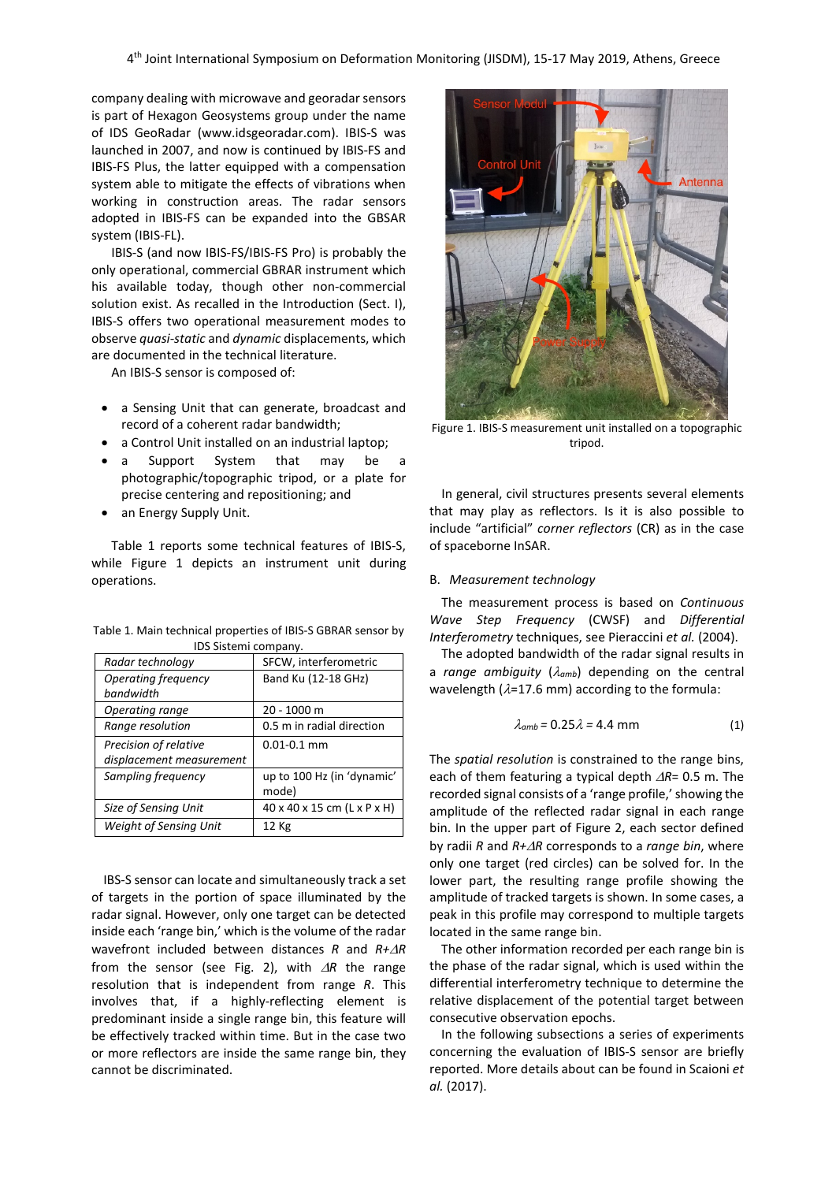company dealing with microwave and georadar sensors is part of Hexagon Geosystems group under the name of IDS GeoRadar (www.idsgeoradar.com). IBIS-S was launched in 2007, and now is continued by IBIS-FS and IBIS-FS Plus, the latter equipped with a compensation system able to mitigate the effects of vibrations when working in construction areas. The radar sensors adopted in IBIS-FS can be expanded into the GBSAR system (IBIS-FL).

IBIS-S (and now IBIS-FS/IBIS-FS Pro) is probably the only operational, commercial GBRAR instrument which his available today, though other non-commercial solution exist. As recalled in the Introduction (Sect. I), IBIS-S offers two operational measurement modes to observe *quasi-static* and *dynamic* displacements, which are documented in the technical literature.

An IBIS-S sensor is composed of:

- a Sensing Unit that can generate, broadcast and record of a coherent radar bandwidth;
- a Control Unit installed on an industrial laptop;
- a Support System that may be a photographic/topographic tripod, or a plate for precise centering and repositioning; and
- an Energy Supply Unit.

Table 1 reports some technical features of IBIS-S, while Figure 1 depicts an instrument unit during operations.

Table 1. Main technical properties of IBIS-S GBRAR sensor by IDS Sistemi company.

| | |
|---|---|
| *Radar technology* | SFCW, interferometric |
| *Operating frequency bandwidth* | Band Ku (12-18 GHz) |
| *Operating range* | 20 - 1000 m |
| *Range resolution* | 0.5 m in radial direction |
| *Precision of relative displacement measurement* | 0.01-0.1 mm |
| *Sampling frequency* | up to 100 Hz (in 'dynamic' mode) |
| *Size of Sensing Unit* | 40 x 40 x 15 cm (L x P x H) |
| *Weight of Sensing Unit* | 12 Kg |

IBS-S sensor can locate and simultaneously track a set of targets in the portion of space illuminated by the radar signal. However, only one target can be detected inside each 'range bin,' which is the volume of the radar wavefront included between distances $R$ and $R+\Delta R$ from the sensor (see Fig. 2), with $\Delta R$ the range resolution that is independent from range $R$. This involves that, if a highly-reflecting element is predominant inside a single range bin, this feature will be effectively tracked within time. But in the case two or more reflectors are inside the same range bin, they cannot be discriminated.

Figure 1. IBIS-S measurement unit installed on a topographic tripod.

In general, civil structures presents several elements that may play as reflectors. Is it is also possible to include "artificial" *corner reflectors* (CR) as in the case of spaceborne InSAR.

## B. *Measurement technology*

The measurement process is based on *Continuous Wave Step Frequency* (CWSF) and *Differential Interferometry* techniques, see Pieraccini *et al.* (2004).

The adopted bandwidth of the radar signal results in a *range ambiguity* ($\lambda_{amb}$) depending on the central wavelength ($\lambda$=17.6 mm) according to the formula:

$$\lambda_{amb} = 0.25\lambda = 4.4 \text{ mm} \qquad (1)$$

The *spatial resolution* is constrained to the range bins, each of them featuring a typical depth $\Delta R$= 0.5 m. The recorded signal consists of a 'range profile,' showing the amplitude of the reflected radar signal in each range bin. In the upper part of Figure 2, each sector defined by radii $R$ and $R+\Delta R$ corresponds to a *range bin*, where only one target (red circles) can be solved for. In the lower part, the resulting range profile showing the amplitude of tracked targets is shown. In some cases, a peak in this profile may correspond to multiple targets located in the same range bin.

The other information recorded per each range bin is the phase of the radar signal, which is used within the differential interferometry technique to determine the relative displacement of the potential target between consecutive observation epochs.

In the following subsections a series of experiments concerning the evaluation of IBIS-S sensor are briefly reported. More details about can be found in Scaioni *et al.* (2017).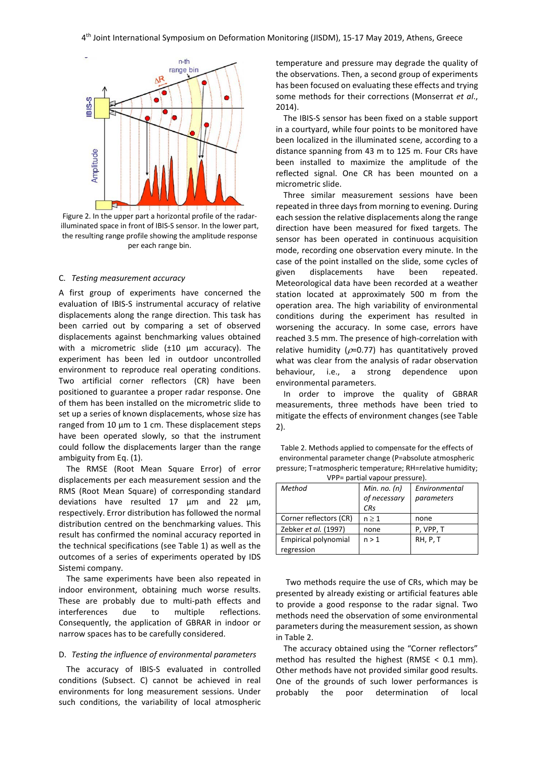Figure 2. In the upper part a horizontal profile of the radar-illuminated space in front of IBIS-S sensor. In the lower part, the resulting range profile showing the amplitude response per each range bin.

### C. *Testing measurement accuracy*

A first group of experiments have concerned the evaluation of IBIS-S instrumental accuracy of relative displacements along the range direction. This task has been carried out by comparing a set of observed displacements against benchmarking values obtained with a micrometric slide (±10 µm accuracy). The experiment has been led in outdoor uncontrolled environment to reproduce real operating conditions. Two artificial corner reflectors (CR) have been positioned to guarantee a proper radar response. One of them has been installed on the micrometric slide to set up a series of known displacements, whose size has ranged from 10 µm to 1 cm. These displacement steps have been operated slowly, so that the instrument could follow the displacements larger than the range ambiguity from Eq. (1).

The RMSE (Root Mean Square Error) of error displacements per each measurement session and the RMS (Root Mean Square) of corresponding standard deviations have resulted 17 µm and 22 µm, respectively. Error distribution has followed the normal distribution centred on the benchmarking values. This result has confirmed the nominal accuracy reported in the technical specifications (see Table 1) as well as the outcomes of a series of experiments operated by IDS Sistemi company.

The same experiments have been also repeated in indoor environment, obtaining much worse results. These are probably due to multi-path effects and interferences due to multiple reflections. Consequently, the application of GBRAR in indoor or narrow spaces has to be carefully considered.

### D. *Testing the influence of environmental parameters*

The accuracy of IBIS-S evaluated in controlled conditions (Subsect. C) cannot be achieved in real environments for long measurement sessions. Under such conditions, the variability of local atmospheric temperature and pressure may degrade the quality of the observations. Then, a second group of experiments has been focused on evaluating these effects and trying some methods for their corrections (Monserrat *et al.*, 2014).

The IBIS-S sensor has been fixed on a stable support in a courtyard, while four points to be monitored have been localized in the illuminated scene, according to a distance spanning from 43 m to 125 m. Four CRs have been installed to maximize the amplitude of the reflected signal. One CR has been mounted on a micrometric slide.

Three similar measurement sessions have been repeated in three days from morning to evening. During each session the relative displacements along the range direction have been measured for fixed targets. The sensor has been operated in continuous acquisition mode, recording one observation every minute. In the case of the point installed on the slide, some cycles of given displacements have been repeated. Meteorological data have been recorded at a weather station located at approximately 500 m from the operation area. The high variability of environmental conditions during the experiment has resulted in worsening the accuracy. In some case, errors have reached 3.5 mm. The presence of high-correlation with relative humidity ($\rho$=0.77) has quantitatively proved what was clear from the analysis of radar observation behaviour, i.e., a strong dependence upon environmental parameters.

In order to improve the quality of GBRAR measurements, three methods have been tried to mitigate the effects of environment changes (see Table 2).

Table 2. Methods applied to compensate for the effects of environmental parameter change (P=absolute atmospheric pressure; T=atmospheric temperature; RH=relative humidity; VPP= partial vapour pressure).

| *Method* | *Min. no. (n) of necessary CRs* | *Environmental parameters* |
|---|---|---|
| Corner reflectors (CR) | $n \geq 1$ | none |
| Zebker *et al.* (1997) | none | P, VPP, T |
| Empirical polynomial regression | $n > 1$ | RH, P, T |

Two methods require the use of CRs, which may be presented by already existing or artificial features able to provide a good response to the radar signal. Two methods need the observation of some environmental parameters during the measurement session, as shown in Table 2.

The accuracy obtained using the "Corner reflectors" method has resulted the highest (RMSE < 0.1 mm). Other methods have not provided similar good results. One of the grounds of such lower performances is probably the poor determination of local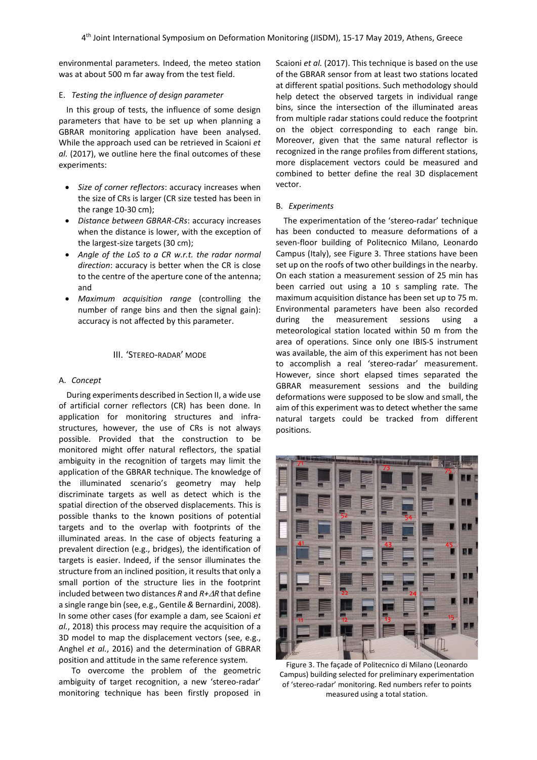environmental parameters. Indeed, the meteo station was at about 500 m far away from the test field.

### E. *Testing the influence of design parameter*

In this group of tests, the influence of some design parameters that have to be set up when planning a GBRAR monitoring application have been analysed. While the approach used can be retrieved in Scaioni *et al.* (2017), we outline here the final outcomes of these experiments:

- *Size of corner reflectors*: accuracy increases when the size of CRs is larger (CR size tested has been in the range 10-30 cm);
- *Distance between GBRAR-CRs*: accuracy increases when the distance is lower, with the exception of the largest-size targets (30 cm);
- *Angle of the LoS to a CR w.r.t. the radar normal direction*: accuracy is better when the CR is close to the centre of the aperture cone of the antenna; and
- *Maximum acquisition range* (controlling the number of range bins and then the signal gain): accuracy is not affected by this parameter.

## III. 'Stereo-radar' mode

### A. *Concept*

During experiments described in Section II, a wide use of artificial corner reflectors (CR) has been done. In application for monitoring structures and infrastructures, however, the use of CRs is not always possible. Provided that the construction to be monitored might offer natural reflectors, the spatial ambiguity in the recognition of targets may limit the application of the GBRAR technique. The knowledge of the illuminated scenario's geometry may help discriminate targets as well as detect which is the spatial direction of the observed displacements. This is possible thanks to the known positions of potential targets and to the overlap with footprints of the illuminated areas. In the case of objects featuring a prevalent direction (e.g., bridges), the identification of targets is easier. Indeed, if the sensor illuminates the structure from an inclined position, it results that only a small portion of the structure lies in the footprint included between two distances $R$ and $R+\Delta R$ that define a single range bin (see, e.g., Gentile & Bernardini, 2008). In some other cases (for example a dam, see Scaioni *et al.*, 2018) this process may require the acquisition of a 3D model to map the displacement vectors (see, e.g., Anghel *et al.*, 2016) and the determination of GBRAR position and attitude in the same reference system.

To overcome the problem of the geometric ambiguity of target recognition, a new 'stereo-radar' monitoring technique has been firstly proposed in Scaioni *et al.* (2017). This technique is based on the use of the GBRAR sensor from at least two stations located at different spatial positions. Such methodology should help detect the observed targets in individual range bins, since the intersection of the illuminated areas from multiple radar stations could reduce the footprint on the object corresponding to each range bin. Moreover, given that the same natural reflector is recognized in the range profiles from different stations, more displacement vectors could be measured and combined to better define the real 3D displacement vector.

### B. *Experiments*

The experimentation of the 'stereo-radar' technique has been conducted to measure deformations of a seven-floor building of Politecnico Milano, Leonardo Campus (Italy), see Figure 3. Three stations have been set up on the roofs of two other buildings in the nearby. On each station a measurement session of 25 min has been carried out using a 10 s sampling rate. The maximum acquisition distance has been set up to 75 m. Environmental parameters have been also recorded during the measurement sessions using a meteorological station located within 50 m from the area of operations. Since only one IBIS-S instrument was available, the aim of this experiment has not been to accomplish a real 'stereo-radar' measurement. However, since short elapsed times separated the GBRAR measurement sessions and the building deformations were supposed to be slow and small, the aim of this experiment was to detect whether the same natural targets could be tracked from different positions.

Figure 3. The façade of Politecnico di Milano (Leonardo Campus) building selected for preliminary experimentation of 'stereo-radar' monitoring. Red numbers refer to points measured using a total station.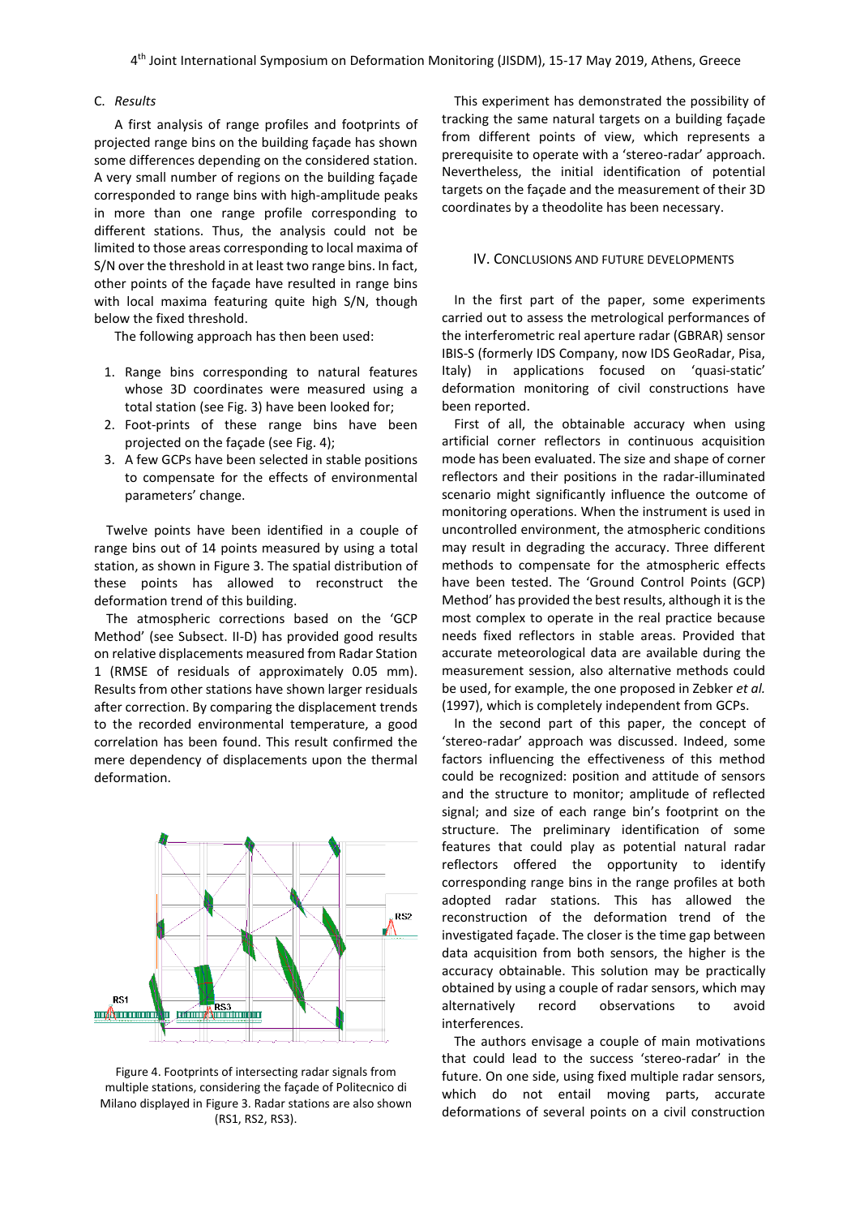### C. *Results*

A first analysis of range profiles and footprints of projected range bins on the building façade has shown some differences depending on the considered station. A very small number of regions on the building façade corresponded to range bins with high-amplitude peaks in more than one range profile corresponding to different stations. Thus, the analysis could not be limited to those areas corresponding to local maxima of S/N over the threshold in at least two range bins. In fact, other points of the façade have resulted in range bins with local maxima featuring quite high S/N, though below the fixed threshold.

The following approach has then been used:

1. Range bins corresponding to natural features whose 3D coordinates were measured using a total station (see Fig. 3) have been looked for;
2. Foot-prints of these range bins have been projected on the façade (see Fig. 4);
3. A few GCPs have been selected in stable positions to compensate for the effects of environmental parameters' change.

Twelve points have been identified in a couple of range bins out of 14 points measured by using a total station, as shown in Figure 3. The spatial distribution of these points has allowed to reconstruct the deformation trend of this building.

The atmospheric corrections based on the 'GCP Method' (see Subsect. II-D) has provided good results on relative displacements measured from Radar Station 1 (RMSE of residuals of approximately 0.05 mm). Results from other stations have shown larger residuals after correction. By comparing the displacement trends to the recorded environmental temperature, a good correlation has been found. This result confirmed the mere dependency of displacements upon the thermal deformation.

Figure 4. Footprints of intersecting radar signals from multiple stations, considering the façade of Politecnico di Milano displayed in Figure 3. Radar stations are also shown (RS1, RS2, RS3).

This experiment has demonstrated the possibility of tracking the same natural targets on a building façade from different points of view, which represents a prerequisite to operate with a 'stereo-radar' approach. Nevertheless, the initial identification of potential targets on the façade and the measurement of their 3D coordinates by a theodolite has been necessary.

## IV. Conclusions and Future Developments

In the first part of the paper, some experiments carried out to assess the metrological performances of the interferometric real aperture radar (GBRAR) sensor IBIS-S (formerly IDS Company, now IDS GeoRadar, Pisa, Italy) in applications focused on 'quasi-static' deformation monitoring of civil constructions have been reported.

First of all, the obtainable accuracy when using artificial corner reflectors in continuous acquisition mode has been evaluated. The size and shape of corner reflectors and their positions in the radar-illuminated scenario might significantly influence the outcome of monitoring operations. When the instrument is used in uncontrolled environment, the atmospheric conditions may result in degrading the accuracy. Three different methods to compensate for the atmospheric effects have been tested. The 'Ground Control Points (GCP) Method' has provided the best results, although it is the most complex to operate in the real practice because needs fixed reflectors in stable areas. Provided that accurate meteorological data are available during the measurement session, also alternative methods could be used, for example, the one proposed in Zebker *et al.* (1997), which is completely independent from GCPs.

In the second part of this paper, the concept of 'stereo-radar' approach was discussed. Indeed, some factors influencing the effectiveness of this method could be recognized: position and attitude of sensors and the structure to monitor; amplitude of reflected signal; and size of each range bin's footprint on the structure. The preliminary identification of some features that could play as potential natural radar reflectors offered the opportunity to identify corresponding range bins in the range profiles at both adopted radar stations. This has allowed the reconstruction of the deformation trend of the investigated façade. The closer is the time gap between data acquisition from both sensors, the higher is the accuracy obtainable. This solution may be practically obtained by using a couple of radar sensors, which may alternatively record observations to avoid interferences.

The authors envisage a couple of main motivations that could lead to the success 'stereo-radar' in the future. On one side, using fixed multiple radar sensors, which do not entail moving parts, accurate deformations of several points on a civil construction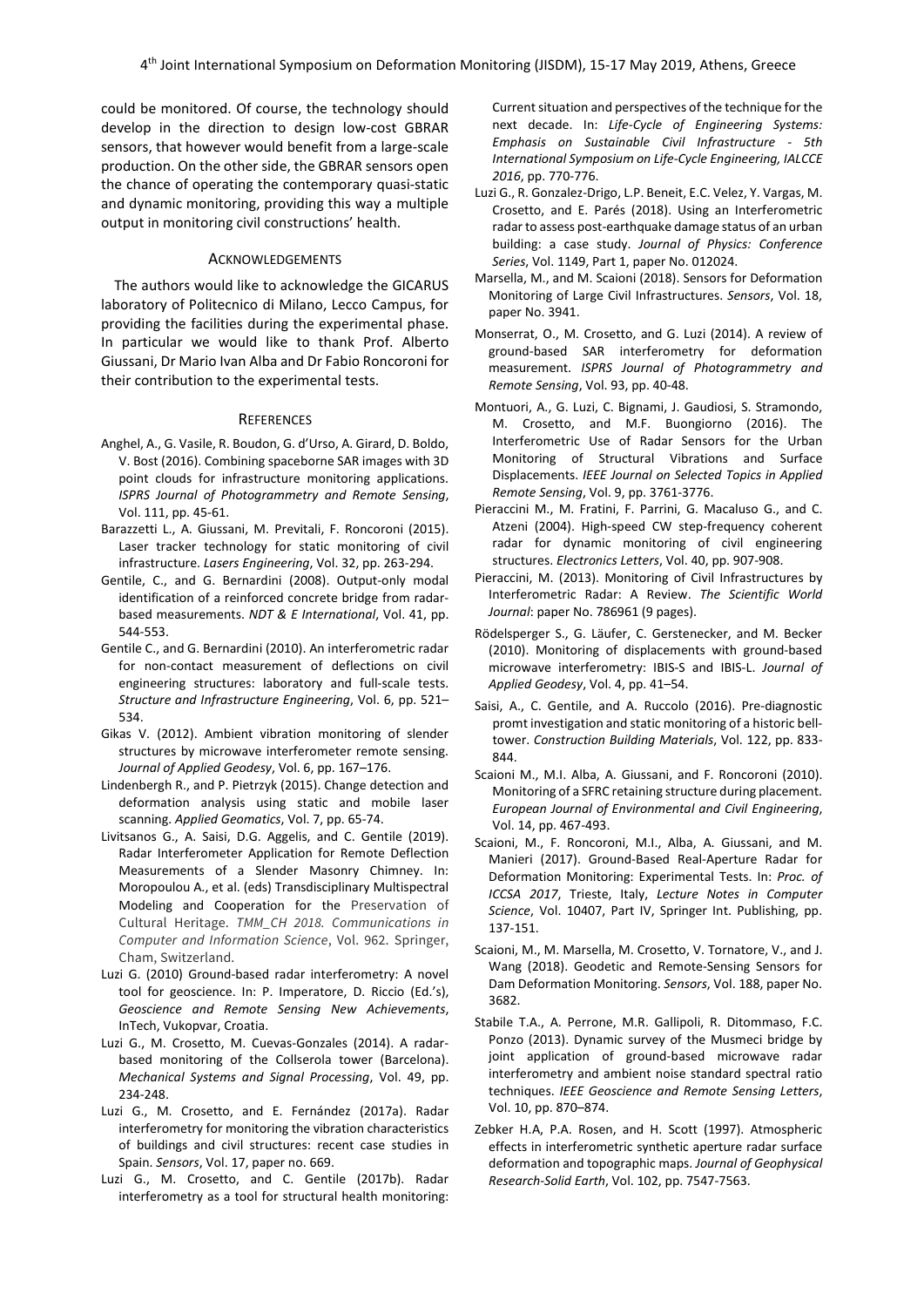could be monitored. Of course, the technology should develop in the direction to design low-cost GBRAR sensors, that however would benefit from a large-scale production. On the other side, the GBRAR sensors open the chance of operating the contemporary quasi-static and dynamic monitoring, providing this way a multiple output in monitoring civil constructions' health.

## ACKNOWLEDGEMENTS

The authors would like to acknowledge the GICARUS laboratory of Politecnico di Milano, Lecco Campus, for providing the facilities during the experimental phase. In particular we would like to thank Prof. Alberto Giussani, Dr Mario Ivan Alba and Dr Fabio Roncoroni for their contribution to the experimental tests.

## REFERENCES

Anghel, A., G. Vasile, R. Boudon, G. d'Urso, A. Girard, D. Boldo, V. Bost (2016). Combining spaceborne SAR images with 3D point clouds for infrastructure monitoring applications. *ISPRS Journal of Photogrammetry and Remote Sensing*, Vol. 111, pp. 45-61.

Barazzetti L., A. Giussani, M. Previtali, F. Roncoroni (2015). Laser tracker technology for static monitoring of civil infrastructure. *Lasers Engineering*, Vol. 32, pp. 263-294.

Gentile, C., and G. Bernardini (2008). Output-only modal identification of a reinforced concrete bridge from radar-based measurements. *NDT & E International*, Vol. 41, pp. 544-553.

Gentile C., and G. Bernardini (2010). An interferometric radar for non-contact measurement of deflections on civil engineering structures: laboratory and full-scale tests. *Structure and Infrastructure Engineering*, Vol. 6, pp. 521–534.

Gikas V. (2012). Ambient vibration monitoring of slender structures by microwave interferometer remote sensing. *Journal of Applied Geodesy*, Vol. 6, pp. 167–176.

Lindenbergh R., and P. Pietrzyk (2015). Change detection and deformation analysis using static and mobile laser scanning. *Applied Geomatics*, Vol. 7, pp. 65-74.

Livitsanos G., A. Saisi, D.G. Aggelis, and C. Gentile (2019). Radar Interferometer Application for Remote Deflection Measurements of a Slender Masonry Chimney. In: Moropoulou A., et al. (eds) Transdisciplinary Multispectral Modeling and Cooperation for the Preservation of Cultural Heritage. *TMM_CH 2018. Communications in Computer and Information Science*, Vol. 962. Springer, Cham, Switzerland.

Luzi G. (2010) Ground-based radar interferometry: A novel tool for geoscience. In: P. Imperatore, D. Riccio (Ed.'s), *Geoscience and Remote Sensing New Achievements*, InTech, Vukopvar, Croatia.

Luzi G., M. Crosetto, M. Cuevas-Gonzales (2014). A radar-based monitoring of the Collserola tower (Barcelona). *Mechanical Systems and Signal Processing*, Vol. 49, pp. 234-248.

Luzi G., M. Crosetto, and E. Fernández (2017a). Radar interferometry for monitoring the vibration characteristics of buildings and civil structures: recent case studies in Spain. *Sensors*, Vol. 17, paper no. 669.

Luzi G., M. Crosetto, and C. Gentile (2017b). Radar interferometry as a tool for structural health monitoring: Current situation and perspectives of the technique for the next decade. In: *Life-Cycle of Engineering Systems: Emphasis on Sustainable Civil Infrastructure - 5th International Symposium on Life-Cycle Engineering, IALCCE 2016*, pp. 770-776.

Luzi G., R. Gonzalez-Drigo, L.P. Beneit, E.C. Velez, Y. Vargas, M. Crosetto, and E. Parés (2018). Using an Interferometric radar to assess post-earthquake damage status of an urban building: a case study. *Journal of Physics: Conference Series*, Vol. 1149, Part 1, paper No. 012024.

Marsella, M., and M. Scaioni (2018). Sensors for Deformation Monitoring of Large Civil Infrastructures. *Sensors*, Vol. 18, paper No. 3941.

Monserrat, O., M. Crosetto, and G. Luzi (2014). A review of ground-based SAR interferometry for deformation measurement. *ISPRS Journal of Photogrammetry and Remote Sensing*, Vol. 93, pp. 40-48.

Montuori, A., G. Luzi, C. Bignami, J. Gaudiosi, S. Stramondo, M. Crosetto, and M.F. Buongiorno (2016). The Interferometric Use of Radar Sensors for the Urban Monitoring of Structural Vibrations and Surface Displacements. *IEEE Journal on Selected Topics in Applied Remote Sensing*, Vol. 9, pp. 3761-3776.

Pieraccini M., M. Fratini, F. Parrini, G. Macaluso G., and C. Atzeni (2004). High-speed CW step-frequency coherent radar for dynamic monitoring of civil engineering structures. *Electronics Letters*, Vol. 40, pp. 907-908.

Pieraccini, M. (2013). Monitoring of Civil Infrastructures by Interferometric Radar: A Review. *The Scientific World Journal*: paper No. 786961 (9 pages).

Rödelsperger S., G. Läufer, C. Gerstenecker, and M. Becker (2010). Monitoring of displacements with ground-based microwave interferometry: IBIS-S and IBIS-L. *Journal of Applied Geodesy*, Vol. 4, pp. 41–54.

Saisi, A., C. Gentile, and A. Ruccolo (2016). Pre-diagnostic promt investigation and static monitoring of a historic bell-tower. *Construction Building Materials*, Vol. 122, pp. 833-844.

Scaioni M., M.I. Alba, A. Giussani, and F. Roncoroni (2010). Monitoring of a SFRC retaining structure during placement. *European Journal of Environmental and Civil Engineering*, Vol. 14, pp. 467-493.

Scaioni, M., F. Roncoroni, M.I., Alba, A. Giussani, and M. Manieri (2017). Ground-Based Real-Aperture Radar for Deformation Monitoring: Experimental Tests. In: *Proc. of ICCSA 2017*, Trieste, Italy, *Lecture Notes in Computer Science*, Vol. 10407, Part IV, Springer Int. Publishing, pp. 137-151.

Scaioni, M., M. Marsella, M. Crosetto, V. Tornatore, V., and J. Wang (2018). Geodetic and Remote-Sensing Sensors for Dam Deformation Monitoring. *Sensors*, Vol. 188, paper No. 3682.

Stabile T.A., A. Perrone, M.R. Gallipoli, R. Ditommaso, F.C. Ponzo (2013). Dynamic survey of the Musmeci bridge by joint application of ground-based microwave radar interferometry and ambient noise standard spectral ratio techniques. *IEEE Geoscience and Remote Sensing Letters*, Vol. 10, pp. 870–874.

Zebker H.A, P.A. Rosen, and H. Scott (1997). Atmospheric effects in interferometric synthetic aperture radar surface deformation and topographic maps. *Journal of Geophysical Research-Solid Earth*, Vol. 102, pp. 7547-7563.